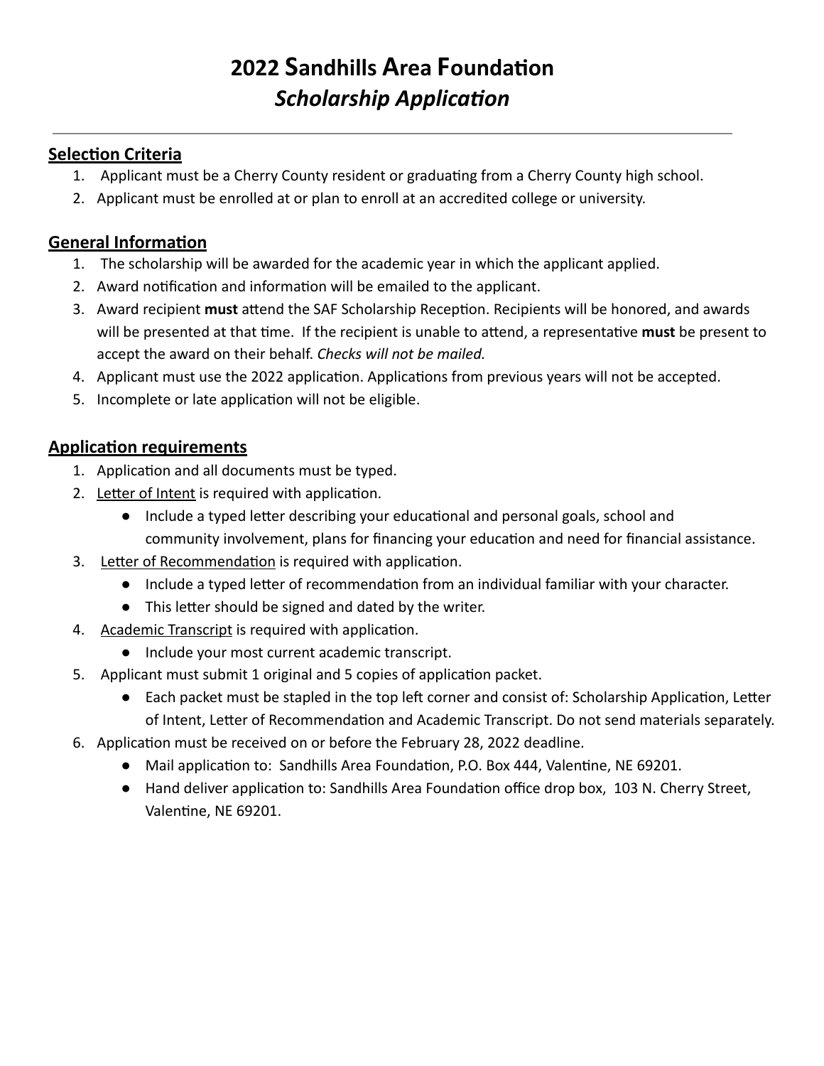# 2022 Sandhills Area Foundation
## *Scholarship Application*

---

### Selection Criteria

1. Applicant must be a Cherry County resident or graduating from a Cherry County high school.
2. Applicant must be enrolled at or plan to enroll at an accredited college or university.

### General Information

1. The scholarship will be awarded for the academic year in which the applicant applied.
2. Award notification and information will be emailed to the applicant.
3. Award recipient **must** attend the SAF Scholarship Reception. Recipients will be honored, and awards will be presented at that time. If the recipient is unable to attend, a representative **must** be present to accept the award on their behalf. *Checks will not be mailed.*
4. Applicant must use the 2022 application. Applications from previous years will not be accepted.
5. Incomplete or late application will not be eligible.

### Application requirements

1. Application and all documents must be typed.
2. Letter of Intent is required with application.
   - Include a typed letter describing your educational and personal goals, school and community involvement, plans for financing your education and need for financial assistance.
3. Letter of Recommendation is required with application.
   - Include a typed letter of recommendation from an individual familiar with your character.
   - This letter should be signed and dated by the writer.
4. Academic Transcript is required with application.
   - Include your most current academic transcript.
5. Applicant must submit 1 original and 5 copies of application packet.
   - Each packet must be stapled in the top left corner and consist of: Scholarship Application, Letter of Intent, Letter of Recommendation and Academic Transcript. Do not send materials separately.
6. Application must be received on or before the February 28, 2022 deadline.
   - Mail application to: Sandhills Area Foundation, P.O. Box 444, Valentine, NE 69201.
   - Hand deliver application to: Sandhills Area Foundation office drop box, 103 N. Cherry Street, Valentine, NE 69201.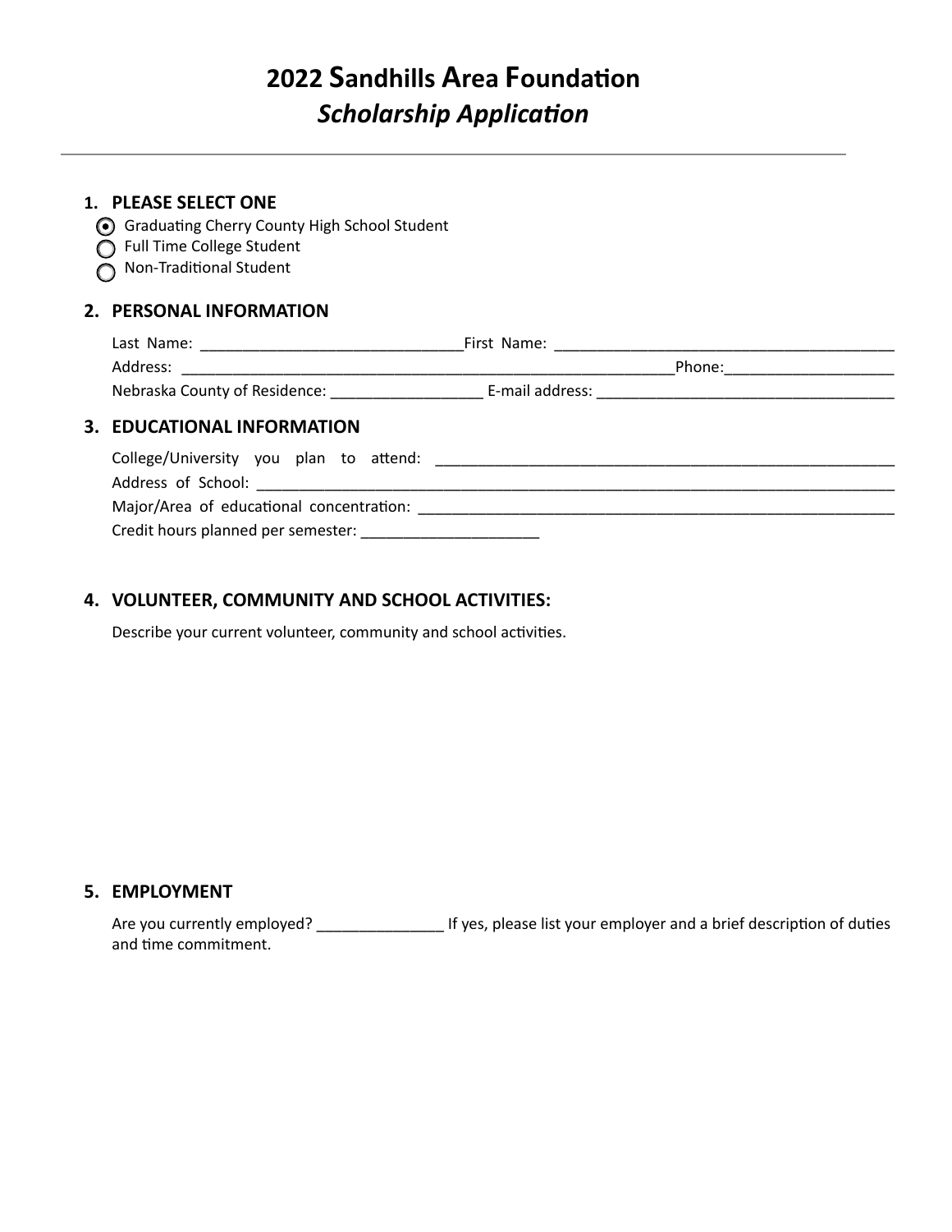# 2022 Sandhills Area Foundation
## *Scholarship Application*

---

### 1. PLEASE SELECT ONE

- (•) Graduating Cherry County High School Student
- ( ) Full Time College Student
- ( ) Non-Traditional Student

### 2. PERSONAL INFORMATION

Last Name: _______________________________First Name: _________________________________________

Address: ___________________________________________________________Phone:____________________

Nebraska County of Residence: __________________ E-mail address: ___________________________________

### 3. EDUCATIONAL INFORMATION

College/University you plan to attend: _______________________________________________________

Address of School: _____________________________________________________________________________

Major/Area of educational concentration: ______________________________________________________

Credit hours planned per semester: _____________________

### 4. VOLUNTEER, COMMUNITY AND SCHOOL ACTIVITIES:

Describe your current volunteer, community and school activities.

### 5. EMPLOYMENT

Are you currently employed? _______________ If yes, please list your employer and a brief description of duties and time commitment.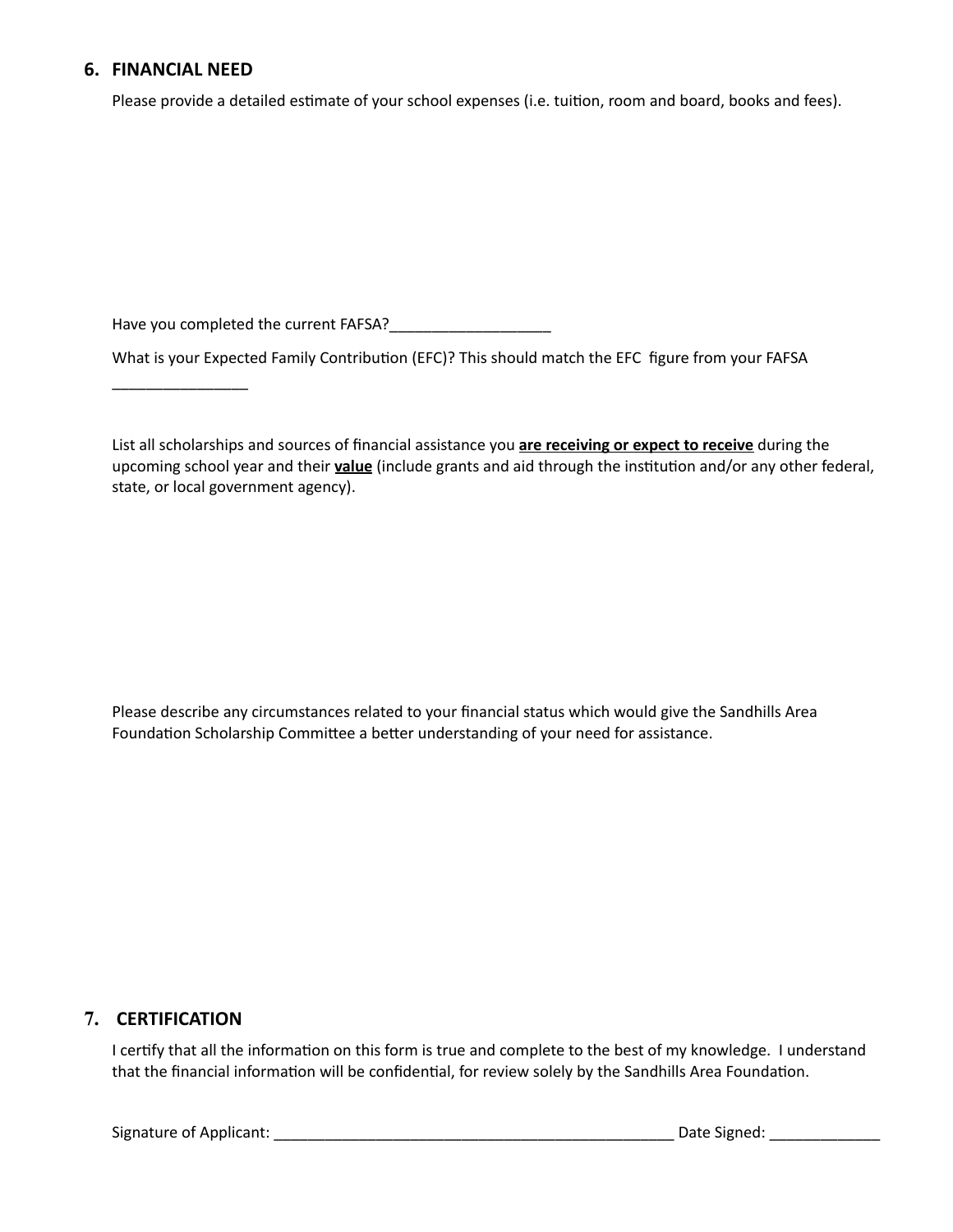## 6. FINANCIAL NEED

Please provide a detailed estimate of your school expenses (i.e. tuition, room and board, books and fees).

Have you completed the current FAFSA?___________________

What is your Expected Family Contribution (EFC)? This should match the EFC figure from your FAFSA

________________

List all scholarships and sources of financial assistance you **<u>are receiving or expect to receive</u>** during the upcoming school year and their **<u>value</u>** (include grants and aid through the institution and/or any other federal, state, or local government agency).

Please describe any circumstances related to your financial status which would give the Sandhills Area Foundation Scholarship Committee a better understanding of your need for assistance.

## 7. CERTIFICATION

I certify that all the information on this form is true and complete to the best of my knowledge. I understand that the financial information will be confidential, for review solely by the Sandhills Area Foundation.

Signature of Applicant: _________________________________________________ Date Signed: _____________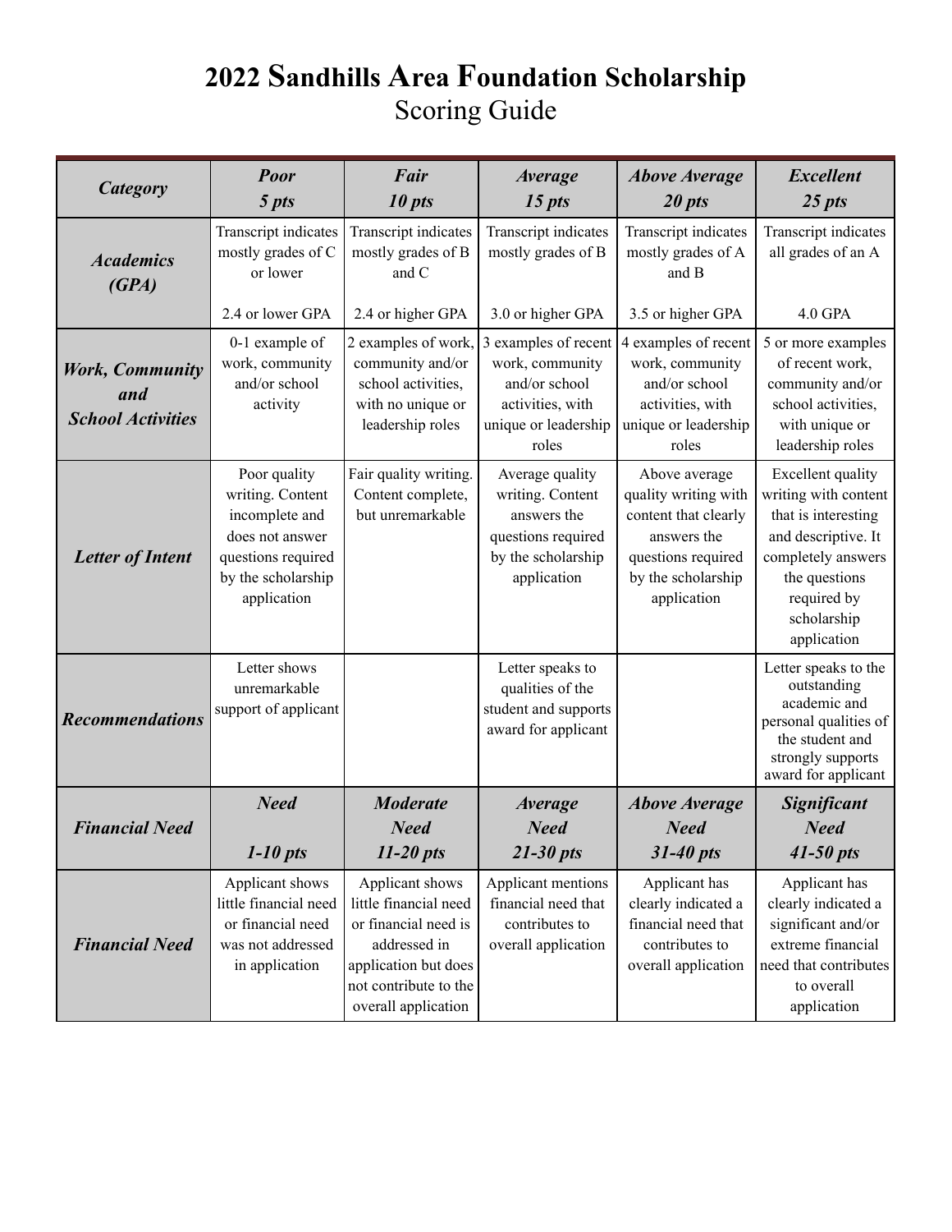# 2022 Sandhills Area Foundation Scholarship
## Scoring Guide

| ***Category*** | ***Poor 5 pts*** | ***Fair 10 pts*** | ***Average 15 pts*** | ***Above Average 20 pts*** | ***Excellent 25 pts*** |
|---|---|---|---|---|---|
| ***Academics (GPA)*** | Transcript indicates mostly grades of C or lower<br><br>2.4 or lower GPA | Transcript indicates mostly grades of B and C<br><br>2.4 or higher GPA | Transcript indicates mostly grades of B<br><br>3.0 or higher GPA | Transcript indicates mostly grades of A and B<br><br>3.5 or higher GPA | Transcript indicates all grades of an A<br><br>4.0 GPA |
| ***Work, Community and School Activities*** | 0-1 example of work, community and/or school activity | 2 examples of work, community and/or school activities, with no unique or leadership roles | 3 examples of recent work, community and/or school activities, with unique or leadership roles | 4 examples of recent work, community and/or school activities, with unique or leadership roles | 5 or more examples of recent work, community and/or school activities, with unique or leadership roles |
| ***Letter of Intent*** | Poor quality writing. Content incomplete and does not answer questions required by the scholarship application | Fair quality writing. Content complete, but unremarkable | Average quality writing. Content answers the questions required by the scholarship application | Above average quality writing with content that clearly answers the questions required by the scholarship application | Excellent quality writing with content that is interesting and descriptive. It completely answers the questions required by scholarship application |
| ***Recommendations*** | Letter shows unremarkable support of applicant | | Letter speaks to qualities of the student and supports award for applicant | | Letter speaks to the outstanding academic and personal qualities of the student and strongly supports award for applicant |
| ***Financial Need*** | ***Need<br><br>1-10 pts*** | ***Moderate Need<br><br>11-20 pts*** | ***Average Need<br><br>21-30 pts*** | ***Above Average Need<br><br>31-40 pts*** | ***Significant Need<br><br>41-50 pts*** |
| ***Financial Need*** | Applicant shows little financial need or financial need was not addressed in application | Applicant shows little financial need or financial need is addressed in application but does not contribute to the overall application | Applicant mentions financial need that contributes to overall application | Applicant has clearly indicated a financial need that contributes to overall application | Applicant has clearly indicated a significant and/or extreme financial need that contributes to overall application |